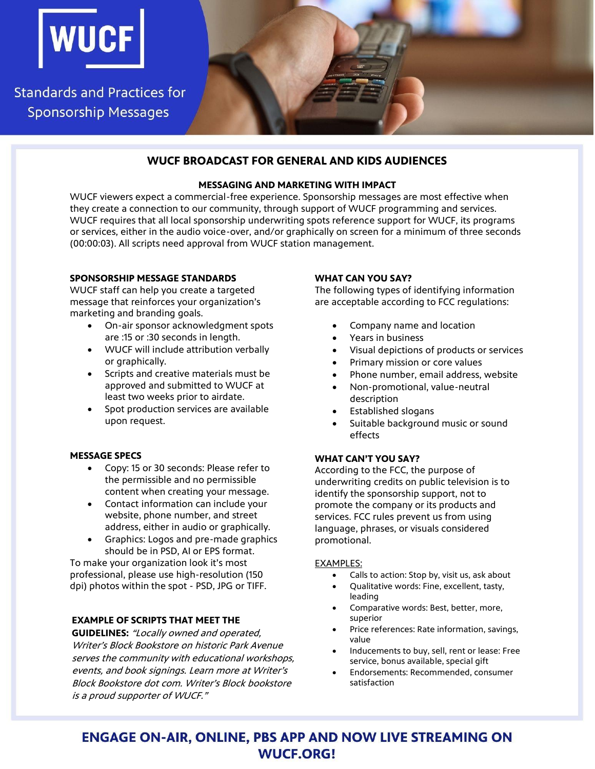# WUCF

## Standards and Practices for Sponsorship Messages

## WUCF BROADCAST FOR GENERAL AND KIDS AUDIENCES

### MESSAGING AND MARKETING WITH IMPACT

WUCF viewers expect a commercial-free experience. Sponsorship messages are most effective when they create a connection to our community, through support of WUCF programming and services. WUCF requires that all local sponsorship underwriting spots reference support for WUCF, its programs or services, either in the audio voice-over, and/or graphically on screen for a minimum of three seconds (00:00:03). All scripts need approval from WUCF station management.

### SPONSORSHIP MESSAGE STANDARDS

WUCF staff can help you create a targeted message that reinforces your organization's marketing and branding goals.

- On-air sponsor acknowledgment spots are :15 or :30 seconds in length.
- WUCF will include attribution verbally or graphically.
- Scripts and creative materials must be approved and submitted to WUCF at least two weeks prior to airdate.
- Spot production services are available upon request.

### MESSAGE SPECS

- Copy: 15 or 30 seconds: Please refer to the permissible and no permissible content when creating your message.
- Contact information can include your website, phone number, and street address, either in audio or graphically.
- Graphics: Logos and pre-made graphics should be in PSD, AI or EPS format.

To make your organization look it's most professional, please use high-resolution (150 dpi) photos within the spot - PSD, JPG or TIFF.

**EXAMPLE OF SCRIPTS THAT MEET THE GUIDELINES:** *"Locally owned and operated, Writer's Block Bookstore on historic Park Avenue serves the community with educational workshops, events, and book signings. Learn more at Writer's Block Bookstore dot com. Writer's Block bookstore is a proud supporter of WUCF."*

### WHAT CAN YOU SAY?

The following types of identifying information are acceptable according to FCC regulations:

- Company name and location
- Years in business
- Visual depictions of products or services
- Primary mission or core values
- Phone number, email address, website
- Non-promotional, value-neutral description
- Established slogans
- Suitable background music or sound effects

### WHAT CAN'T YOU SAY?

According to the FCC, the purpose of underwriting credits on public television is to identify the sponsorship support, not to promote the company or its products and services. FCC rules prevent us from using language, phrases, or visuals considered promotional.

EXAMPLES:

- Calls to action: Stop by, visit us, ask about
- Qualitative words: Fine, excellent, tasty, leading
- Comparative words: Best, better, more, superior
- Price references: Rate information, savings, value
- Inducements to buy, sell, rent or lease: Free service, bonus available, special gift
- Endorsements: Recommended, consumer satisfaction

**ENGAGE ON-AIR, ONLINE, PBS APP AND NOW LIVE STREAMING ON WUCF.ORG!**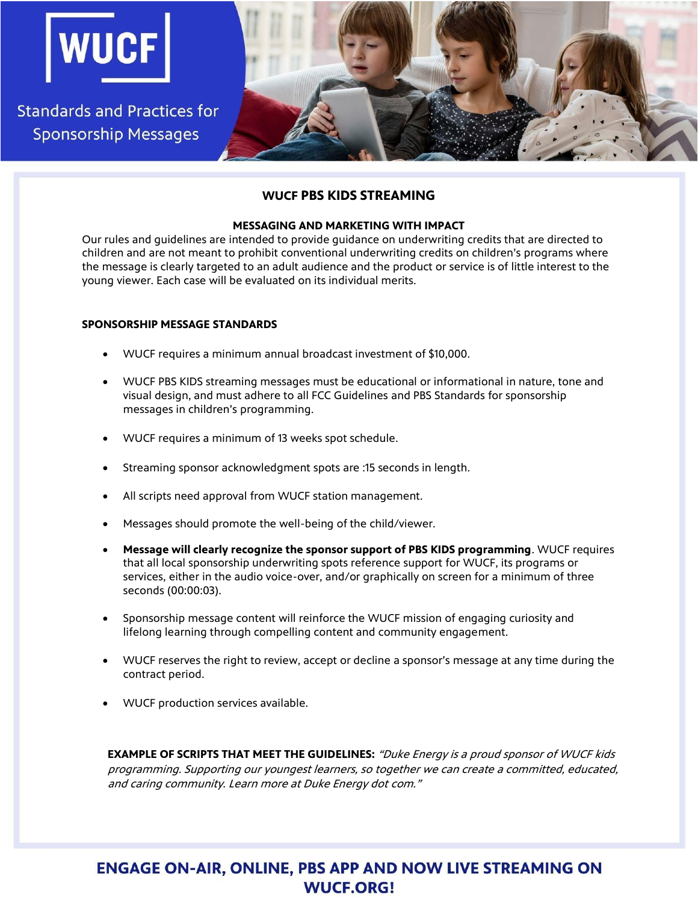# WUCF

## Standards and Practices for Sponsorship Messages

### WUCF PBS KIDS STREAMING

#### MESSAGING AND MARKETING WITH IMPACT

Our rules and guidelines are intended to provide guidance on underwriting credits that are directed to children and are not meant to prohibit conventional underwriting credits on children's programs where the message is clearly targeted to an adult audience and the product or service is of little interest to the young viewer. Each case will be evaluated on its individual merits.

#### SPONSORSHIP MESSAGE STANDARDS

- WUCF requires a minimum annual broadcast investment of $10,000.
- WUCF PBS KIDS streaming messages must be educational or informational in nature, tone and visual design, and must adhere to all FCC Guidelines and PBS Standards for sponsorship messages in children's programming.
- WUCF requires a minimum of 13 weeks spot schedule.
- Streaming sponsor acknowledgment spots are :15 seconds in length.
- All scripts need approval from WUCF station management.
- Messages should promote the well-being of the child/viewer.
- **Message will clearly recognize the sponsor support of PBS KIDS programming**. WUCF requires that all local sponsorship underwriting spots reference support for WUCF, its programs or services, either in the audio voice-over, and/or graphically on screen for a minimum of three seconds (00:00:03).
- Sponsorship message content will reinforce the WUCF mission of engaging curiosity and lifelong learning through compelling content and community engagement.
- WUCF reserves the right to review, accept or decline a sponsor's message at any time during the contract period.
- WUCF production services available.

**EXAMPLE OF SCRIPTS THAT MEET THE GUIDELINES:** *"Duke Energy is a proud sponsor of WUCF kids programming. Supporting our youngest learners, so together we can create a committed, educated, and caring community. Learn more at Duke Energy dot com."*

**ENGAGE ON-AIR, ONLINE, PBS APP AND NOW LIVE STREAMING ON WUCF.ORG!**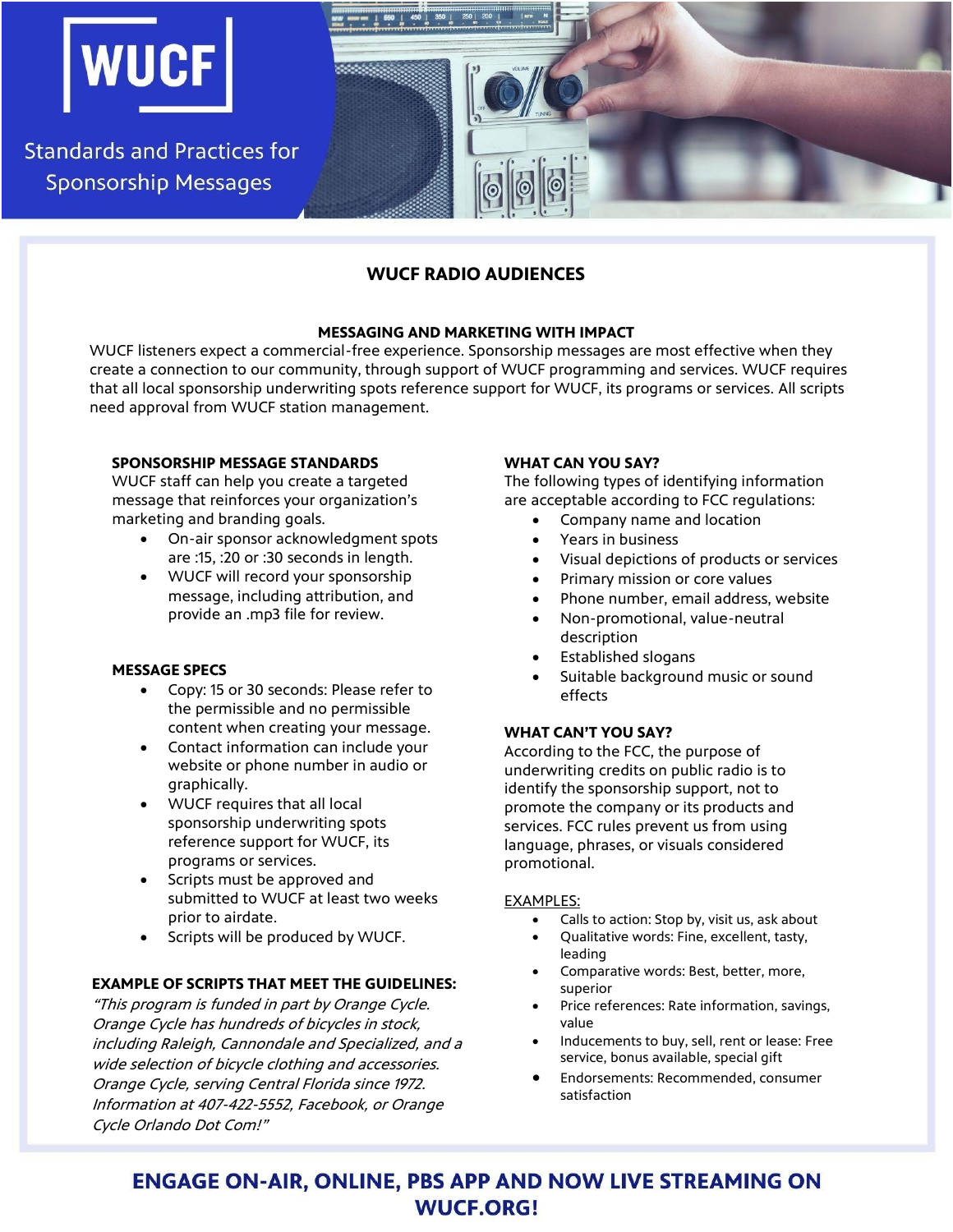# WUCF

## Standards and Practices for Sponsorship Messages

### WUCF RADIO AUDIENCES

#### MESSAGING AND MARKETING WITH IMPACT

WUCF listeners expect a commercial-free experience. Sponsorship messages are most effective when they create a connection to our community, through support of WUCF programming and services. WUCF requires that all local sponsorship underwriting spots reference support for WUCF, its programs or services. All scripts need approval from WUCF station management.

#### SPONSORSHIP MESSAGE STANDARDS

WUCF staff can help you create a targeted message that reinforces your organization's marketing and branding goals.

- On-air sponsor acknowledgment spots are :15, :20 or :30 seconds in length.
- WUCF will record your sponsorship message, including attribution, and provide an .mp3 file for review.

#### MESSAGE SPECS

- Copy: 15 or 30 seconds: Please refer to the permissible and no permissible content when creating your message.
- Contact information can include your website or phone number in audio or graphically.
- WUCF requires that all local sponsorship underwriting spots reference support for WUCF, its programs or services.
- Scripts must be approved and submitted to WUCF at least two weeks prior to airdate.
- Scripts will be produced by WUCF.

#### EXAMPLE OF SCRIPTS THAT MEET THE GUIDELINES:

*"This program is funded in part by Orange Cycle. Orange Cycle has hundreds of bicycles in stock, including Raleigh, Cannondale and Specialized, and a wide selection of bicycle clothing and accessories. Orange Cycle, serving Central Florida since 1972. Information at 407-422-5552, Facebook, or Orange Cycle Orlando Dot Com!"*

#### WHAT CAN YOU SAY?

The following types of identifying information are acceptable according to FCC regulations:

- Company name and location
- Years in business
- Visual depictions of products or services
- Primary mission or core values
- Phone number, email address, website
- Non-promotional, value-neutral description
- Established slogans
- Suitable background music or sound effects

#### WHAT CAN'T YOU SAY?

According to the FCC, the purpose of underwriting credits on public radio is to identify the sponsorship support, not to promote the company or its products and services. FCC rules prevent us from using language, phrases, or visuals considered promotional.

EXAMPLES:

- Calls to action: Stop by, visit us, ask about
- Qualitative words: Fine, excellent, tasty, leading
- Comparative words: Best, better, more, superior
- Price references: Rate information, savings, value
- Inducements to buy, sell, rent or lease: Free service, bonus available, special gift
- Endorsements: Recommended, consumer satisfaction

**ENGAGE ON-AIR, ONLINE, PBS APP AND NOW LIVE STREAMING ON WUCF.ORG!**